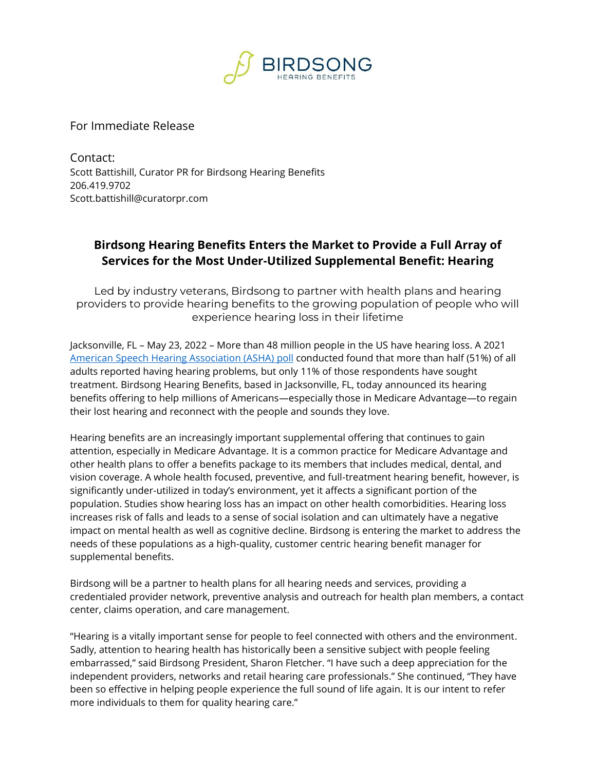BIRDSONG
HEARING BENEFITS

For Immediate Release

Contact:
Scott Battishill, Curator PR for Birdsong Hearing Benefits
206.419.9702
Scott.battishill@curatorpr.com

# Birdsong Hearing Benefits Enters the Market to Provide a Full Array of Services for the Most Under-Utilized Supplemental Benefit: Hearing

Led by industry veterans, Birdsong to partner with health plans and hearing providers to provide hearing benefits to the growing population of people who will experience hearing loss in their lifetime

Jacksonville, FL – May 23, 2022 – More than 48 million people in the US have hearing loss. A 2021 American Speech Hearing Association (ASHA) poll conducted found that more than half (51%) of all adults reported having hearing problems, but only 11% of those respondents have sought treatment. Birdsong Hearing Benefits, based in Jacksonville, FL, today announced its hearing benefits offering to help millions of Americans—especially those in Medicare Advantage—to regain their lost hearing and reconnect with the people and sounds they love.

Hearing benefits are an increasingly important supplemental offering that continues to gain attention, especially in Medicare Advantage. It is a common practice for Medicare Advantage and other health plans to offer a benefits package to its members that includes medical, dental, and vision coverage. A whole health focused, preventive, and full-treatment hearing benefit, however, is significantly under-utilized in today's environment, yet it affects a significant portion of the population. Studies show hearing loss has an impact on other health comorbidities. Hearing loss increases risk of falls and leads to a sense of social isolation and can ultimately have a negative impact on mental health as well as cognitive decline. Birdsong is entering the market to address the needs of these populations as a high-quality, customer centric hearing benefit manager for supplemental benefits.

Birdsong will be a partner to health plans for all hearing needs and services, providing a credentialed provider network, preventive analysis and outreach for health plan members, a contact center, claims operation, and care management.

"Hearing is a vitally important sense for people to feel connected with others and the environment. Sadly, attention to hearing health has historically been a sensitive subject with people feeling embarrassed," said Birdsong President, Sharon Fletcher. "I have such a deep appreciation for the independent providers, networks and retail hearing care professionals." She continued, "They have been so effective in helping people experience the full sound of life again. It is our intent to refer more individuals to them for quality hearing care."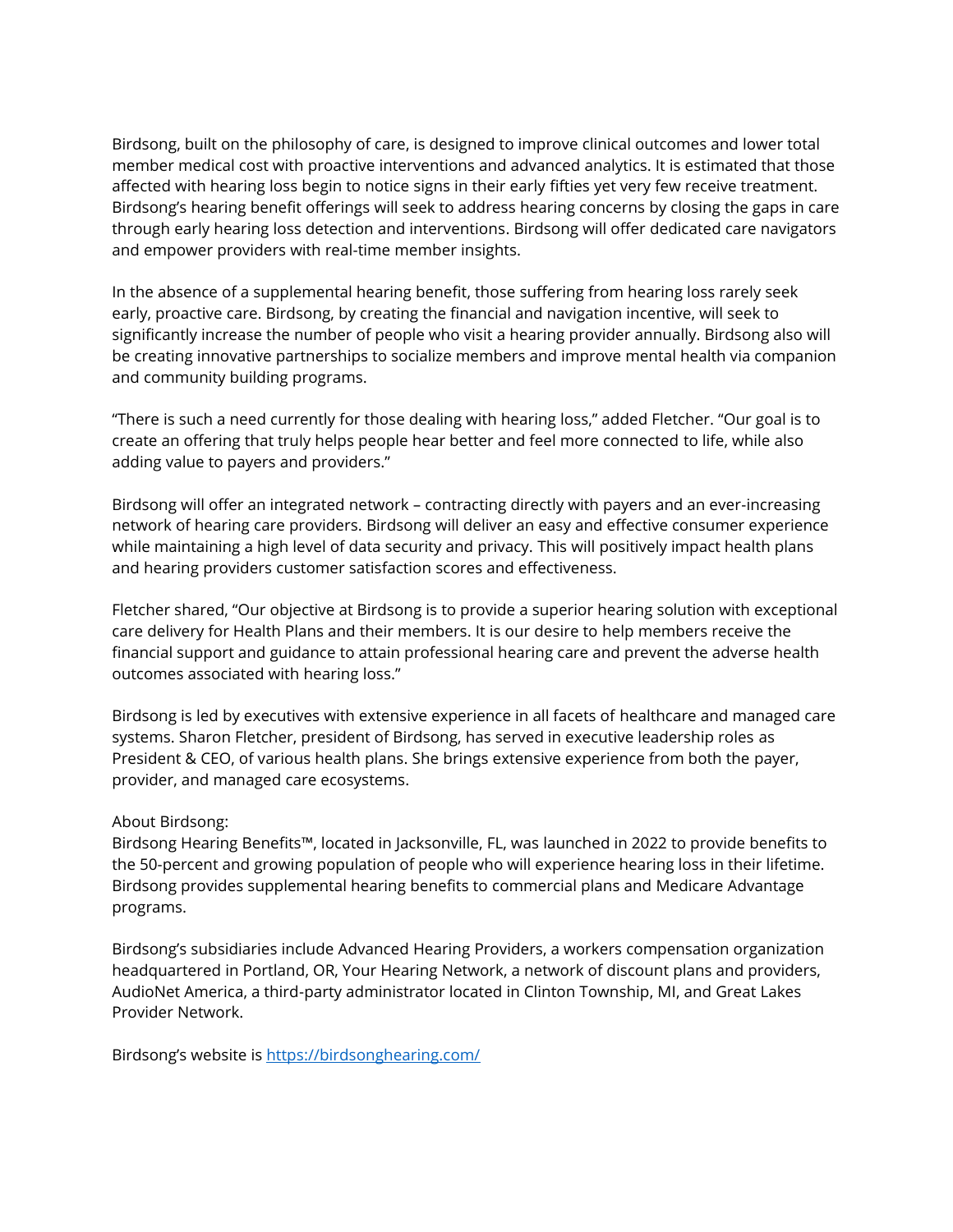Birdsong, built on the philosophy of care, is designed to improve clinical outcomes and lower total member medical cost with proactive interventions and advanced analytics. It is estimated that those affected with hearing loss begin to notice signs in their early fifties yet very few receive treatment. Birdsong's hearing benefit offerings will seek to address hearing concerns by closing the gaps in care through early hearing loss detection and interventions. Birdsong will offer dedicated care navigators and empower providers with real-time member insights.

In the absence of a supplemental hearing benefit, those suffering from hearing loss rarely seek early, proactive care. Birdsong, by creating the financial and navigation incentive, will seek to significantly increase the number of people who visit a hearing provider annually. Birdsong also will be creating innovative partnerships to socialize members and improve mental health via companion and community building programs.

"There is such a need currently for those dealing with hearing loss," added Fletcher. "Our goal is to create an offering that truly helps people hear better and feel more connected to life, while also adding value to payers and providers."

Birdsong will offer an integrated network – contracting directly with payers and an ever-increasing network of hearing care providers. Birdsong will deliver an easy and effective consumer experience while maintaining a high level of data security and privacy. This will positively impact health plans and hearing providers customer satisfaction scores and effectiveness.

Fletcher shared, "Our objective at Birdsong is to provide a superior hearing solution with exceptional care delivery for Health Plans and their members. It is our desire to help members receive the financial support and guidance to attain professional hearing care and prevent the adverse health outcomes associated with hearing loss."

Birdsong is led by executives with extensive experience in all facets of healthcare and managed care systems. Sharon Fletcher, president of Birdsong, has served in executive leadership roles as President & CEO, of various health plans. She brings extensive experience from both the payer, provider, and managed care ecosystems.

About Birdsong:
Birdsong Hearing Benefits™, located in Jacksonville, FL, was launched in 2022 to provide benefits to the 50-percent and growing population of people who will experience hearing loss in their lifetime. Birdsong provides supplemental hearing benefits to commercial plans and Medicare Advantage programs.

Birdsong's subsidiaries include Advanced Hearing Providers, a workers compensation organization headquartered in Portland, OR, Your Hearing Network, a network of discount plans and providers, AudioNet America, a third-party administrator located in Clinton Township, MI, and Great Lakes Provider Network.

Birdsong's website is [https://birdsonghearing.com/](https://birdsonghearing.com/)